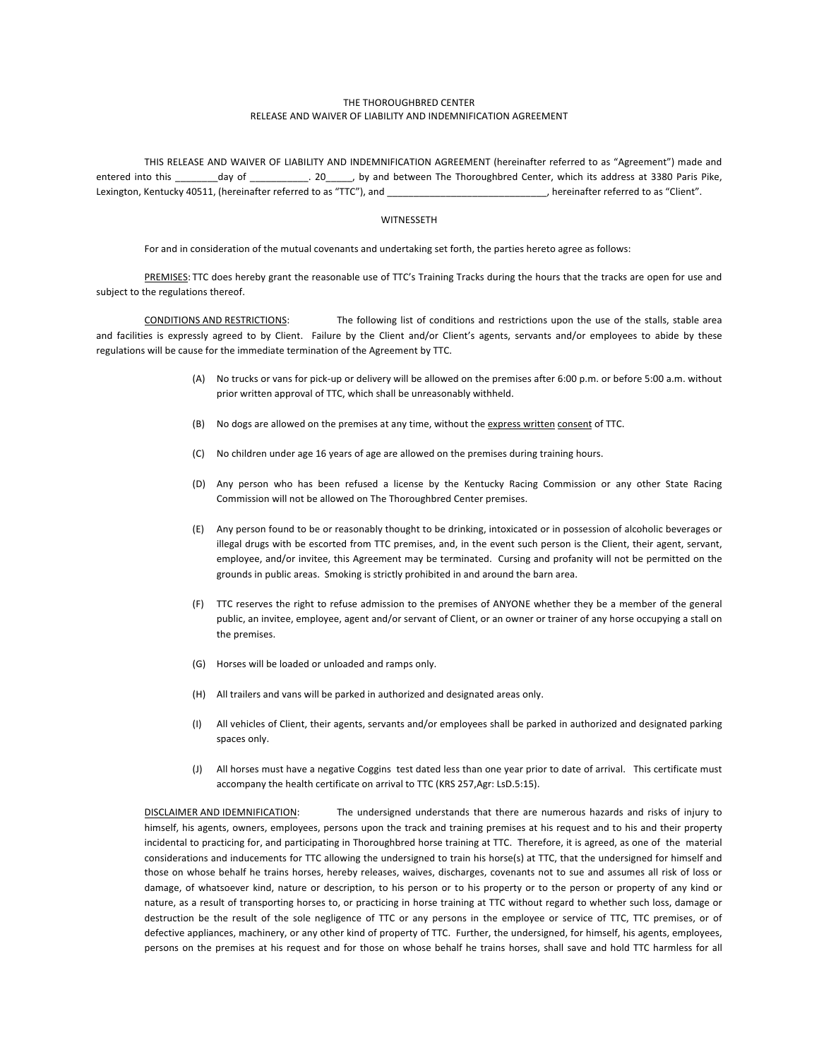THE THOROUGHBRED CENTER
RELEASE AND WAIVER OF LIABILITY AND INDEMNIFICATION AGREEMENT

THIS RELEASE AND WAIVER OF LIABILITY AND INDEMNIFICATION AGREEMENT (hereinafter referred to as "Agreement") made and entered into this ________day of ___________. 20_____, by and between The Thoroughbred Center, which its address at 3380 Paris Pike, Lexington, Kentucky 40511, (hereinafter referred to as "TTC"), and ______________________________, hereinafter referred to as "Client".

WITNESSETH

For and in consideration of the mutual covenants and undertaking set forth, the parties hereto agree as follows:

PREMISES: TTC does hereby grant the reasonable use of TTC's Training Tracks during the hours that the tracks are open for use and subject to the regulations thereof.

CONDITIONS AND RESTRICTIONS: The following list of conditions and restrictions upon the use of the stalls, stable area and facilities is expressly agreed to by Client. Failure by the Client and/or Client's agents, servants and/or employees to abide by these regulations will be cause for the immediate termination of the Agreement by TTC.

(A) No trucks or vans for pick-up or delivery will be allowed on the premises after 6:00 p.m. or before 5:00 a.m. without prior written approval of TTC, which shall be unreasonably withheld.

(B) No dogs are allowed on the premises at any time, without the express written consent of TTC.

(C) No children under age 16 years of age are allowed on the premises during training hours.

(D) Any person who has been refused a license by the Kentucky Racing Commission or any other State Racing Commission will not be allowed on The Thoroughbred Center premises.

(E) Any person found to be or reasonably thought to be drinking, intoxicated or in possession of alcoholic beverages or illegal drugs with be escorted from TTC premises, and, in the event such person is the Client, their agent, servant, employee, and/or invitee, this Agreement may be terminated. Cursing and profanity will not be permitted on the grounds in public areas. Smoking is strictly prohibited in and around the barn area.

(F) TTC reserves the right to refuse admission to the premises of ANYONE whether they be a member of the general public, an invitee, employee, agent and/or servant of Client, or an owner or trainer of any horse occupying a stall on the premises.

(G) Horses will be loaded or unloaded and ramps only.

(H) All trailers and vans will be parked in authorized and designated areas only.

(I) All vehicles of Client, their agents, servants and/or employees shall be parked in authorized and designated parking spaces only.

(J) All horses must have a negative Coggins test dated less than one year prior to date of arrival. This certificate must accompany the health certificate on arrival to TTC (KRS 257,Agr: LsD.5:15).

DISCLAIMER AND IDEMNIFICATION: The undersigned understands that there are numerous hazards and risks of injury to himself, his agents, owners, employees, persons upon the track and training premises at his request and to his and their property incidental to practicing for, and participating in Thoroughbred horse training at TTC. Therefore, it is agreed, as one of the material considerations and inducements for TTC allowing the undersigned to train his horse(s) at TTC, that the undersigned for himself and those on whose behalf he trains horses, hereby releases, waives, discharges, covenants not to sue and assumes all risk of loss or damage, of whatsoever kind, nature or description, to his person or to his property or to the person or property of any kind or nature, as a result of transporting horses to, or practicing in horse training at TTC without regard to whether such loss, damage or destruction be the result of the sole negligence of TTC or any persons in the employee or service of TTC, TTC premises, or of defective appliances, machinery, or any other kind of property of TTC. Further, the undersigned, for himself, his agents, employees, persons on the premises at his request and for those on whose behalf he trains horses, shall save and hold TTC harmless for all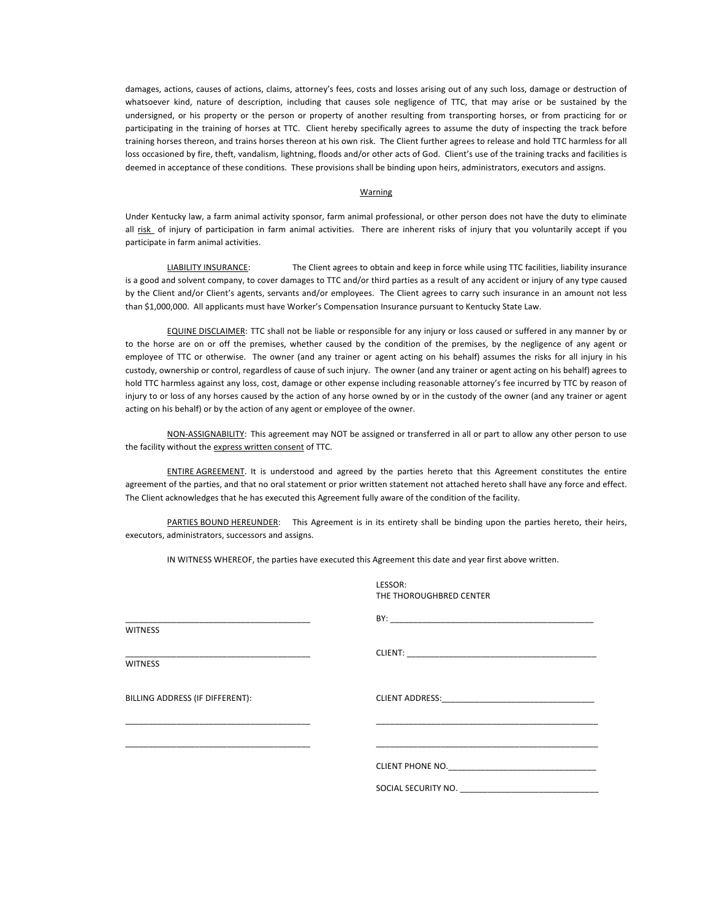damages, actions, causes of actions, claims, attorney's fees, costs and losses arising out of any such loss, damage or destruction of whatsoever kind, nature of description, including that causes sole negligence of TTC, that may arise or be sustained by the undersigned, or his property or the person or property of another resulting from transporting horses, or from practicing for or participating in the training of horses at TTC. Client hereby specifically agrees to assume the duty of inspecting the track before training horses thereon, and trains horses thereon at his own risk. The Client further agrees to release and hold TTC harmless for all loss occasioned by fire, theft, vandalism, lightning, floods and/or other acts of God. Client's use of the training tracks and facilities is deemed in acceptance of these conditions. These provisions shall be binding upon heirs, administrators, executors and assigns.

<u>Warning</u>

Under Kentucky law, a farm animal activity sponsor, farm animal professional, or other person does not have the duty to eliminate all <u>risk</u> of injury of participation in farm animal activities. There are inherent risks of injury that you voluntarily accept if you participate in farm animal activities.

<u>LIABILITY INSURANCE</u>: The Client agrees to obtain and keep in force while using TTC facilities, liability insurance is a good and solvent company, to cover damages to TTC and/or third parties as a result of any accident or injury of any type caused by the Client and/or Client's agents, servants and/or employees. The Client agrees to carry such insurance in an amount not less than $1,000,000. All applicants must have Worker's Compensation Insurance pursuant to Kentucky State Law.

<u>EQUINE DISCLAIMER</u>: TTC shall not be liable or responsible for any injury or loss caused or suffered in any manner by or to the horse are on or off the premises, whether caused by the condition of the premises, by the negligence of any agent or employee of TTC or otherwise. The owner (and any trainer or agent acting on his behalf) assumes the risks for all injury in his custody, ownership or control, regardless of cause of such injury. The owner (and any trainer or agent acting on his behalf) agrees to hold TTC harmless against any loss, cost, damage or other expense including reasonable attorney's fee incurred by TTC by reason of injury to or loss of any horses caused by the action of any horse owned by or in the custody of the owner (and any trainer or agent acting on his behalf) or by the action of any agent or employee of the owner.

<u>NON-ASSIGNABILITY</u>: This agreement may NOT be assigned or transferred in all or part to allow any other person to use the facility without the <u>express written consent</u> of TTC.

<u>ENTIRE AGREEMENT</u>. It is understood and agreed by the parties hereto that this Agreement constitutes the entire agreement of the parties, and that no oral statement or prior written statement not attached hereto shall have any force and effect. The Client acknowledges that he has executed this Agreement fully aware of the condition of the facility.

<u>PARTIES BOUND HEREUNDER</u>: This Agreement is in its entirety shall be binding upon the parties hereto, their heirs, executors, administrators, successors and assigns.

IN WITNESS WHEREOF, the parties have executed this Agreement this date and year first above written.

LESSOR:
THE THOROUGHBRED CENTER

______________________________ BY: ______________________________
WITNESS

______________________________ CLIENT: ______________________________
WITNESS

BILLING ADDRESS (IF DIFFERENT): CLIENT ADDRESS:______________________________

______________________________ ______________________________

______________________________ ______________________________

CLIENT PHONE NO.______________________________

SOCIAL SECURITY NO. ______________________________